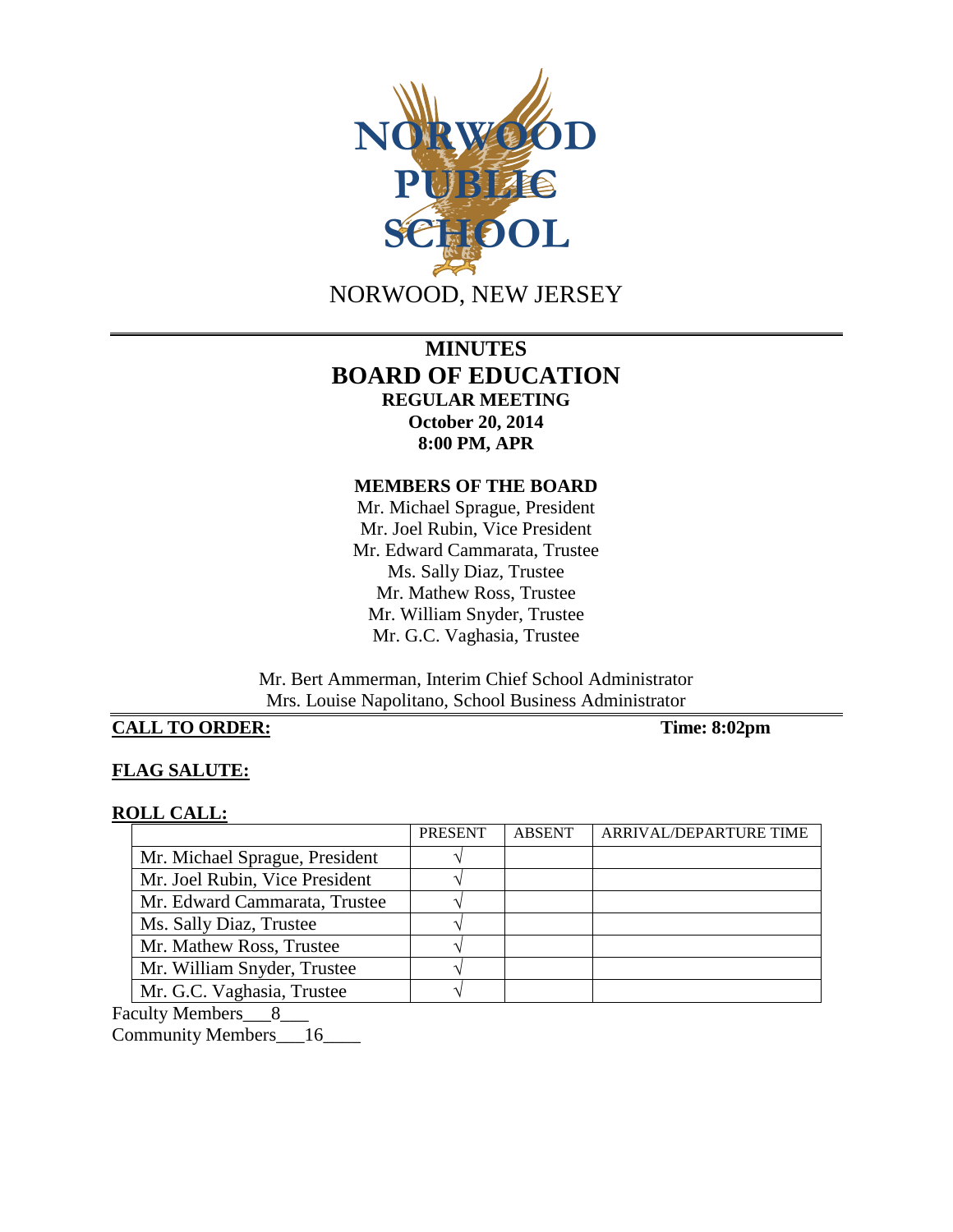NORWOOD PUBLIC SCHOOL

NORWOOD, NEW JERSEY

# MINUTES
# BOARD OF EDUCATION
## REGULAR MEETING
**October 20, 2014**
**8:00 PM, APR**

**MEMBERS OF THE BOARD**

Mr. Michael Sprague, President
Mr. Joel Rubin, Vice President
Mr. Edward Cammarata, Trustee
Ms. Sally Diaz, Trustee
Mr. Mathew Ross, Trustee
Mr. William Snyder, Trustee
Mr. G.C. Vaghasia, Trustee

Mr. Bert Ammerman, Interim Chief School Administrator
Mrs. Louise Napolitano, School Business Administrator

**CALL TO ORDER:** **Time: 8:02pm**

**FLAG SALUTE:**

**ROLL CALL:**

| | PRESENT | ABSENT | ARRIVAL/DEPARTURE TIME |
|---|---|---|---|
| Mr. Michael Sprague, President | √ | | |
| Mr. Joel Rubin, Vice President | √ | | |
| Mr. Edward Cammarata, Trustee | √ | | |
| Ms. Sally Diaz, Trustee | √ | | |
| Mr. Mathew Ross, Trustee | √ | | |
| Mr. William Snyder, Trustee | √ | | |
| Mr. G.C. Vaghasia, Trustee | √ | | |

Faculty Members\_\_\_8\_\_\_
Community Members\_\_\_16\_\_\_\_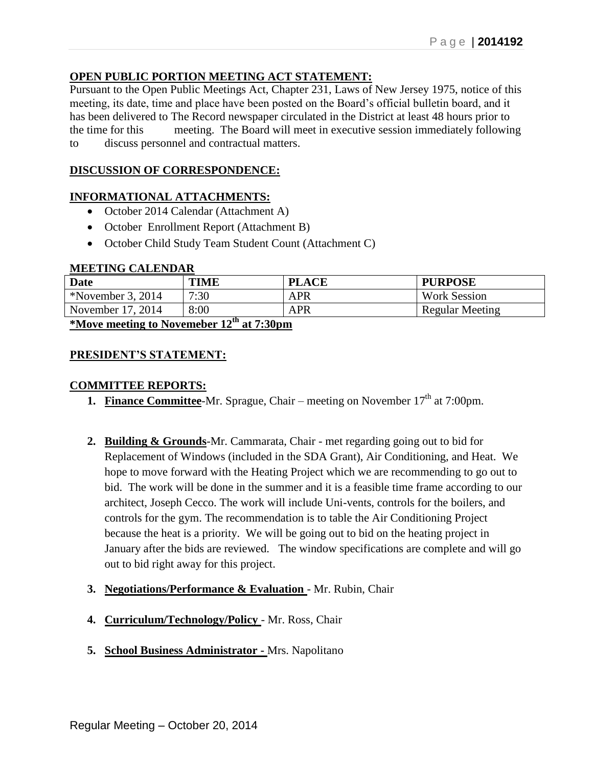**OPEN PUBLIC PORTION MEETING ACT STATEMENT:**

Pursuant to the Open Public Meetings Act, Chapter 231, Laws of New Jersey 1975, notice of this meeting, its date, time and place have been posted on the Board's official bulletin board, and it has been delivered to The Record newspaper circulated in the District at least 48 hours prior to the time for this meeting. The Board will meet in executive session immediately following to discuss personnel and contractual matters.

**DISCUSSION OF CORRESPONDENCE:**

**INFORMATIONAL ATTACHMENTS:**

- October 2014 Calendar (Attachment A)
- October Enrollment Report (Attachment B)
- October Child Study Team Student Count (Attachment C)

**MEETING CALENDAR**

| Date | TIME | PLACE | PURPOSE |
|---|---|---|---|
| *November 3, 2014 | 7:30 | APR | Work Session |
| November 17, 2014 | 8:00 | APR | Regular Meeting |

**\*Move meeting to Novemeber 12th at 7:30pm**

**PRESIDENT'S STATEMENT:**

**COMMITTEE REPORTS:**

1. **Finance Committee**-Mr. Sprague, Chair – meeting on November 17th at 7:00pm.

2. **Building & Grounds**-Mr. Cammarata, Chair - met regarding going out to bid for Replacement of Windows (included in the SDA Grant), Air Conditioning, and Heat. We hope to move forward with the Heating Project which we are recommending to go out to bid. The work will be done in the summer and it is a feasible time frame according to our architect, Joseph Cecco. The work will include Uni-vents, controls for the boilers, and controls for the gym. The recommendation is to table the Air Conditioning Project because the heat is a priority. We will be going out to bid on the heating project in January after the bids are reviewed. The window specifications are complete and will go out to bid right away for this project.

3. **Negotiations/Performance & Evaluation** - Mr. Rubin, Chair

4. **Curriculum/Technology/Policy** - Mr. Ross, Chair

5. **School Business Administrator -** Mrs. Napolitano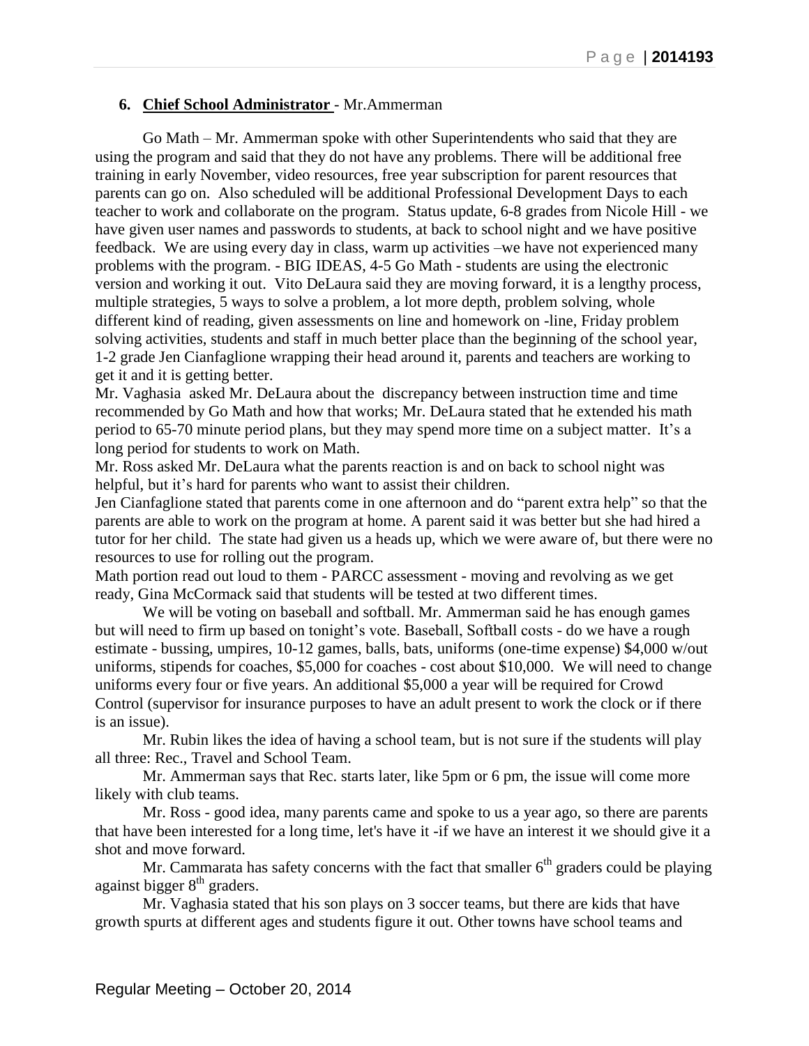**6. Chief School Administrator** - Mr.Ammerman

Go Math – Mr. Ammerman spoke with other Superintendents who said that they are using the program and said that they do not have any problems. There will be additional free training in early November, video resources, free year subscription for parent resources that parents can go on. Also scheduled will be additional Professional Development Days to each teacher to work and collaborate on the program. Status update, 6-8 grades from Nicole Hill - we have given user names and passwords to students, at back to school night and we have positive feedback. We are using every day in class, warm up activities –we have not experienced many problems with the program. - BIG IDEAS, 4-5 Go Math - students are using the electronic version and working it out. Vito DeLaura said they are moving forward, it is a lengthy process, multiple strategies, 5 ways to solve a problem, a lot more depth, problem solving, whole different kind of reading, given assessments on line and homework on -line, Friday problem solving activities, students and staff in much better place than the beginning of the school year, 1-2 grade Jen Cianfaglione wrapping their head around it, parents and teachers are working to get it and it is getting better.

Mr. Vaghasia asked Mr. DeLaura about the discrepancy between instruction time and time recommended by Go Math and how that works; Mr. DeLaura stated that he extended his math period to 65-70 minute period plans, but they may spend more time on a subject matter. It's a long period for students to work on Math.

Mr. Ross asked Mr. DeLaura what the parents reaction is and on back to school night was helpful, but it's hard for parents who want to assist their children.

Jen Cianfaglione stated that parents come in one afternoon and do "parent extra help" so that the parents are able to work on the program at home. A parent said it was better but she had hired a tutor for her child. The state had given us a heads up, which we were aware of, but there were no resources to use for rolling out the program.

Math portion read out loud to them - PARCC assessment - moving and revolving as we get ready, Gina McCormack said that students will be tested at two different times.

We will be voting on baseball and softball. Mr. Ammerman said he has enough games but will need to firm up based on tonight's vote. Baseball, Softball costs - do we have a rough estimate - bussing, umpires, 10-12 games, balls, bats, uniforms (one-time expense) $4,000 w/out uniforms, stipends for coaches, $5,000 for coaches - cost about $10,000. We will need to change uniforms every four or five years. An additional $5,000 a year will be required for Crowd Control (supervisor for insurance purposes to have an adult present to work the clock or if there is an issue).

Mr. Rubin likes the idea of having a school team, but is not sure if the students will play all three: Rec., Travel and School Team.

Mr. Ammerman says that Rec. starts later, like 5pm or 6 pm, the issue will come more likely with club teams.

Mr. Ross - good idea, many parents came and spoke to us a year ago, so there are parents that have been interested for a long time, let's have it -if we have an interest it we should give it a shot and move forward.

Mr. Cammarata has safety concerns with the fact that smaller 6th graders could be playing against bigger 8th graders.

Mr. Vaghasia stated that his son plays on 3 soccer teams, but there are kids that have growth spurts at different ages and students figure it out. Other towns have school teams and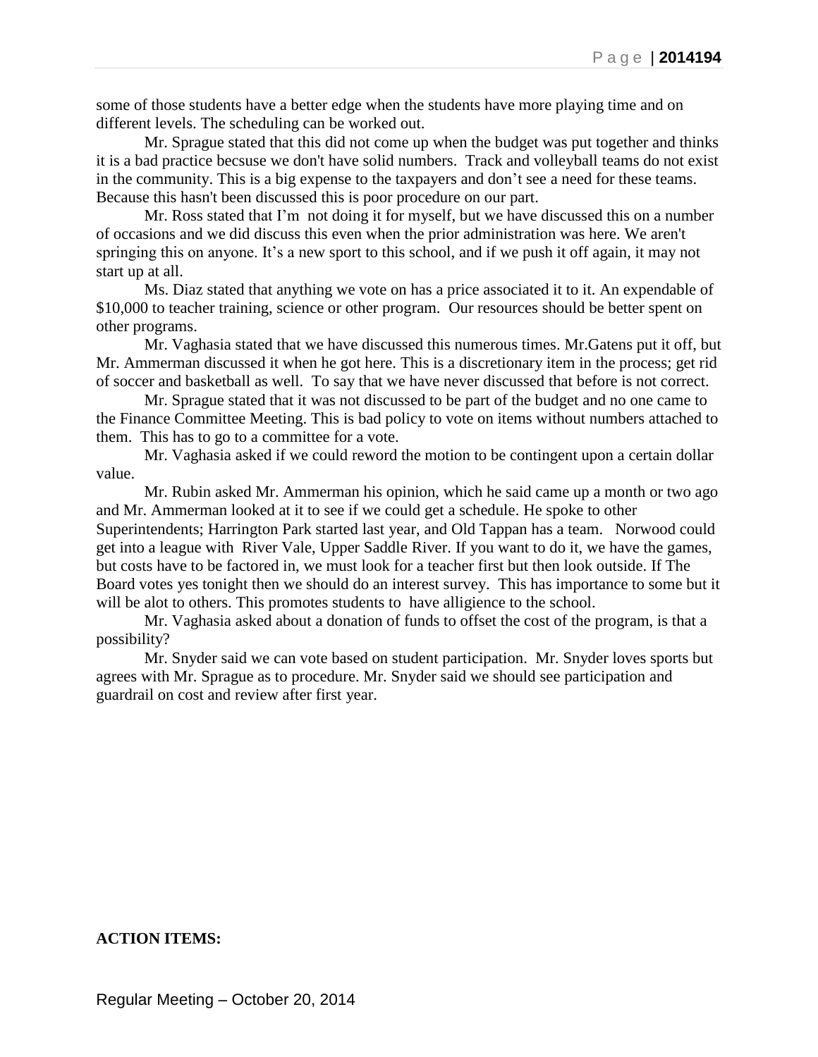some of those students have a better edge when the students have more playing time and on different levels. The scheduling can be worked out.

Mr. Sprague stated that this did not come up when the budget was put together and thinks it is a bad practice becsuse we don't have solid numbers. Track and volleyball teams do not exist in the community. This is a big expense to the taxpayers and don't see a need for these teams. Because this hasn't been discussed this is poor procedure on our part.

Mr. Ross stated that I'm not doing it for myself, but we have discussed this on a number of occasions and we did discuss this even when the prior administration was here. We aren't springing this on anyone. It's a new sport to this school, and if we push it off again, it may not start up at all.

Ms. Diaz stated that anything we vote on has a price associated it to it. An expendable of $10,000 to teacher training, science or other program. Our resources should be better spent on other programs.

Mr. Vaghasia stated that we have discussed this numerous times. Mr.Gatens put it off, but Mr. Ammerman discussed it when he got here. This is a discretionary item in the process; get rid of soccer and basketball as well. To say that we have never discussed that before is not correct.

Mr. Sprague stated that it was not discussed to be part of the budget and no one came to the Finance Committee Meeting. This is bad policy to vote on items without numbers attached to them. This has to go to a committee for a vote.

Mr. Vaghasia asked if we could reword the motion to be contingent upon a certain dollar value.

Mr. Rubin asked Mr. Ammerman his opinion, which he said came up a month or two ago and Mr. Ammerman looked at it to see if we could get a schedule. He spoke to other Superintendents; Harrington Park started last year, and Old Tappan has a team. Norwood could get into a league with River Vale, Upper Saddle River. If you want to do it, we have the games, but costs have to be factored in, we must look for a teacher first but then look outside. If The Board votes yes tonight then we should do an interest survey. This has importance to some but it will be alot to others. This promotes students to have alligience to the school.

Mr. Vaghasia asked about a donation of funds to offset the cost of the program, is that a possibility?

Mr. Snyder said we can vote based on student participation. Mr. Snyder loves sports but agrees with Mr. Sprague as to procedure. Mr. Snyder said we should see participation and guardrail on cost and review after first year.

**ACTION ITEMS:**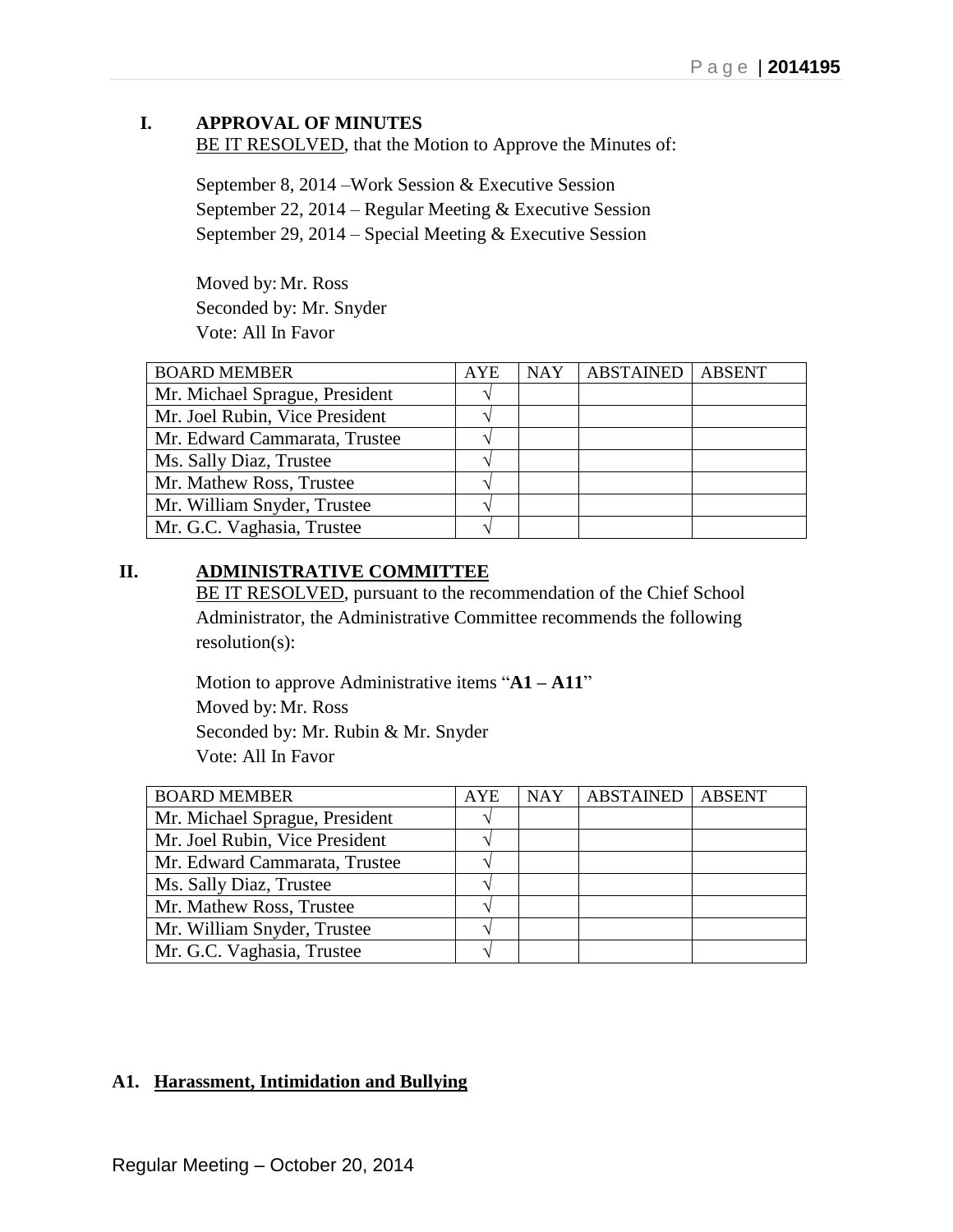## I. APPROVAL OF MINUTES

BE IT RESOLVED, that the Motion to Approve the Minutes of:

September 8, 2014 –Work Session & Executive Session
September 22, 2014 – Regular Meeting & Executive Session
September 29, 2014 – Special Meeting & Executive Session

Moved by: Mr. Ross
Seconded by: Mr. Snyder
Vote: All In Favor

| BOARD MEMBER | AYE | NAY | ABSTAINED | ABSENT |
|---|---|---|---|---|
| Mr. Michael Sprague, President | √ | | | |
| Mr. Joel Rubin, Vice President | √ | | | |
| Mr. Edward Cammarata, Trustee | √ | | | |
| Ms. Sally Diaz, Trustee | √ | | | |
| Mr. Mathew Ross, Trustee | √ | | | |
| Mr. William Snyder, Trustee | √ | | | |
| Mr. G.C. Vaghasia, Trustee | √ | | | |

## II. ADMINISTRATIVE COMMITTEE

BE IT RESOLVED, pursuant to the recommendation of the Chief School Administrator, the Administrative Committee recommends the following resolution(s):

Motion to approve Administrative items "**A1 – A11**"
Moved by: Mr. Ross
Seconded by: Mr. Rubin & Mr. Snyder
Vote: All In Favor

| BOARD MEMBER | AYE | NAY | ABSTAINED | ABSENT |
|---|---|---|---|---|
| Mr. Michael Sprague, President | √ | | | |
| Mr. Joel Rubin, Vice President | √ | | | |
| Mr. Edward Cammarata, Trustee | √ | | | |
| Ms. Sally Diaz, Trustee | √ | | | |
| Mr. Mathew Ross, Trustee | √ | | | |
| Mr. William Snyder, Trustee | √ | | | |
| Mr. G.C. Vaghasia, Trustee | √ | | | |

### A1. Harassment, Intimidation and Bullying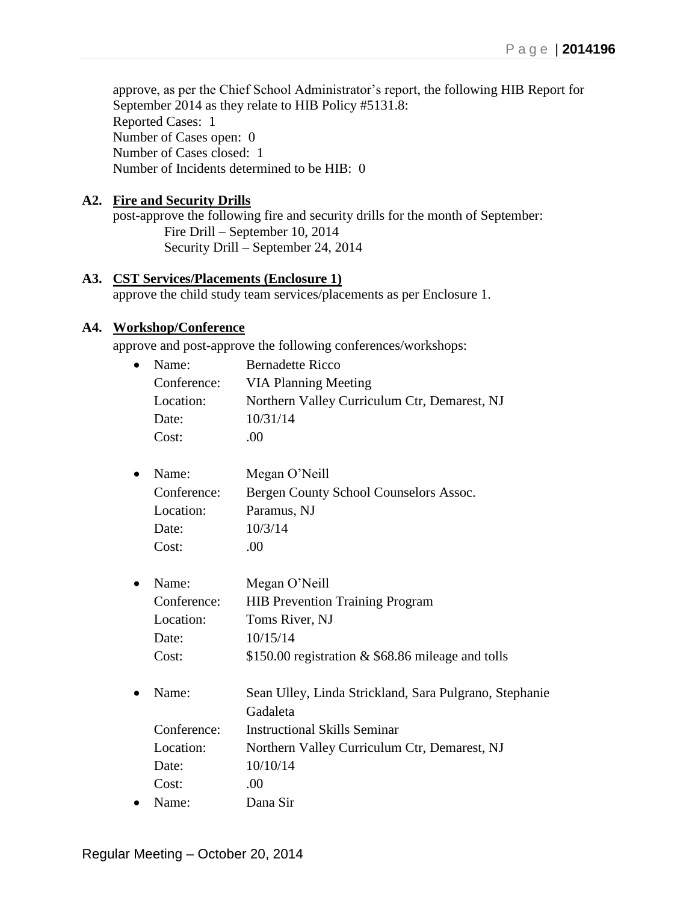approve, as per the Chief School Administrator's report, the following HIB Report for September 2014 as they relate to HIB Policy #5131.8:
Reported Cases: 1
Number of Cases open: 0
Number of Cases closed: 1
Number of Incidents determined to be HIB: 0

**A2. Fire and Security Drills**

post-approve the following fire and security drills for the month of September:
Fire Drill – September 10, 2014
Security Drill – September 24, 2014

**A3. CST Services/Placements (Enclosure 1)**

approve the child study team services/placements as per Enclosure 1.

**A4. Workshop/Conference**

approve and post-approve the following conferences/workshops:

- Name: Bernadette Ricco
  Conference: VIA Planning Meeting
  Location: Northern Valley Curriculum Ctr, Demarest, NJ
  Date: 10/31/14
  Cost: .00

- Name: Megan O'Neill
  Conference: Bergen County School Counselors Assoc.
  Location: Paramus, NJ
  Date: 10/3/14
  Cost: .00

- Name: Megan O'Neill
  Conference: HIB Prevention Training Program
  Location: Toms River, NJ
  Date: 10/15/14
  Cost: $150.00 registration & $68.86 mileage and tolls

- Name: Sean Ulley, Linda Strickland, Sara Pulgrano, Stephanie Gadaleta
  Conference: Instructional Skills Seminar
  Location: Northern Valley Curriculum Ctr, Demarest, NJ
  Date: 10/10/14
  Cost: .00

- Name: Dana Sir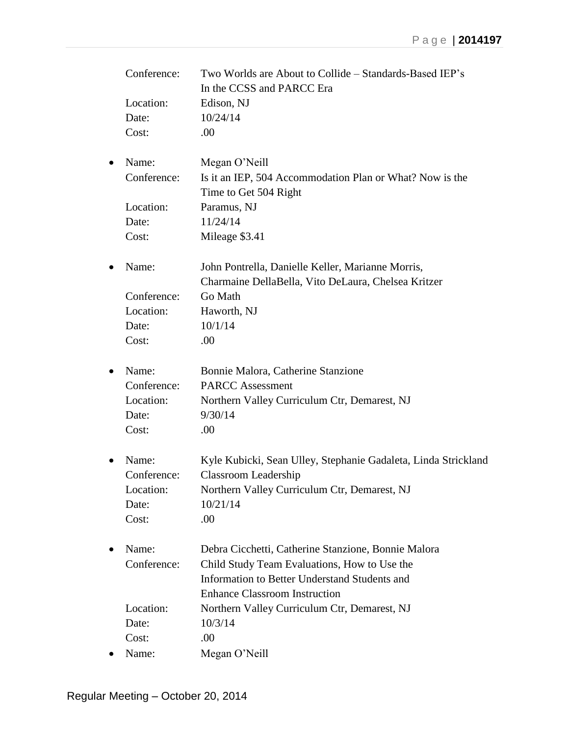Conference: Two Worlds are About to Collide – Standards-Based IEP's In the CCSS and PARCC Era
Location: Edison, NJ
Date: 10/24/14
Cost: .00

- Name: Megan O'Neill
  Conference: Is it an IEP, 504 Accommodation Plan or What? Now is the Time to Get 504 Right
  Location: Paramus, NJ
  Date: 11/24/14
  Cost: Mileage $3.41

- Name: John Pontrella, Danielle Keller, Marianne Morris, Charmaine DellaBella, Vito DeLaura, Chelsea Kritzer
  Conference: Go Math
  Location: Haworth, NJ
  Date: 10/1/14
  Cost: .00

- Name: Bonnie Malora, Catherine Stanzione
  Conference: PARCC Assessment
  Location: Northern Valley Curriculum Ctr, Demarest, NJ
  Date: 9/30/14
  Cost: .00

- Name: Kyle Kubicki, Sean Ulley, Stephanie Gadaleta, Linda Strickland
  Conference: Classroom Leadership
  Location: Northern Valley Curriculum Ctr, Demarest, NJ
  Date: 10/21/14
  Cost: .00

- Name: Debra Cicchetti, Catherine Stanzione, Bonnie Malora
  Conference: Child Study Team Evaluations, How to Use the Information to Better Understand Students and Enhance Classroom Instruction
  Location: Northern Valley Curriculum Ctr, Demarest, NJ
  Date: 10/3/14
  Cost: .00

- Name: Megan O'Neill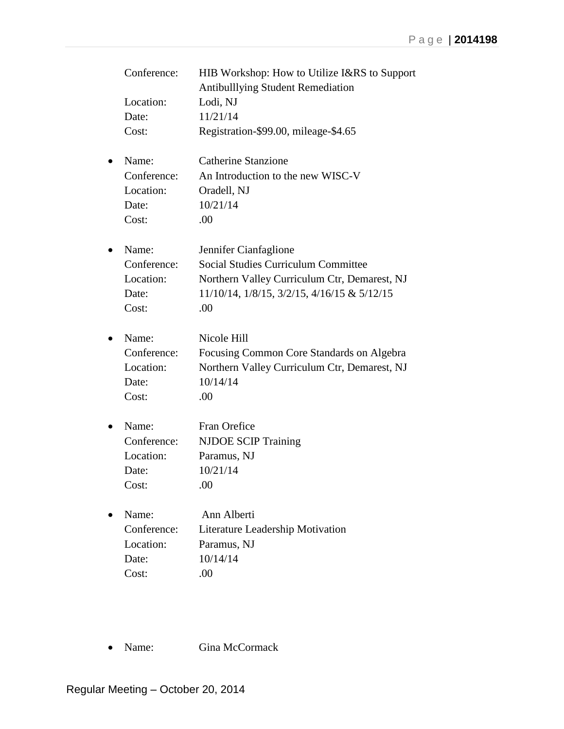Conference: HIB Workshop: How to Utilize I&RS to Support Antibulllying Student Remediation
Location: Lodi, NJ
Date: 11/21/14
Cost: Registration-$99.00, mileage-$4.65

- Name: Catherine Stanzione
  Conference: An Introduction to the new WISC-V
  Location: Oradell, NJ
  Date: 10/21/14
  Cost: .00

- Name: Jennifer Cianfaglione
  Conference: Social Studies Curriculum Committee
  Location: Northern Valley Curriculum Ctr, Demarest, NJ
  Date: 11/10/14, 1/8/15, 3/2/15, 4/16/15 & 5/12/15
  Cost: .00

- Name: Nicole Hill
  Conference: Focusing Common Core Standards on Algebra
  Location: Northern Valley Curriculum Ctr, Demarest, NJ
  Date: 10/14/14
  Cost: .00

- Name: Fran Orefice
  Conference: NJDOE SCIP Training
  Location: Paramus, NJ
  Date: 10/21/14
  Cost: .00

- Name: Ann Alberti
  Conference: Literature Leadership Motivation
  Location: Paramus, NJ
  Date: 10/14/14
  Cost: .00

- Name: Gina McCormack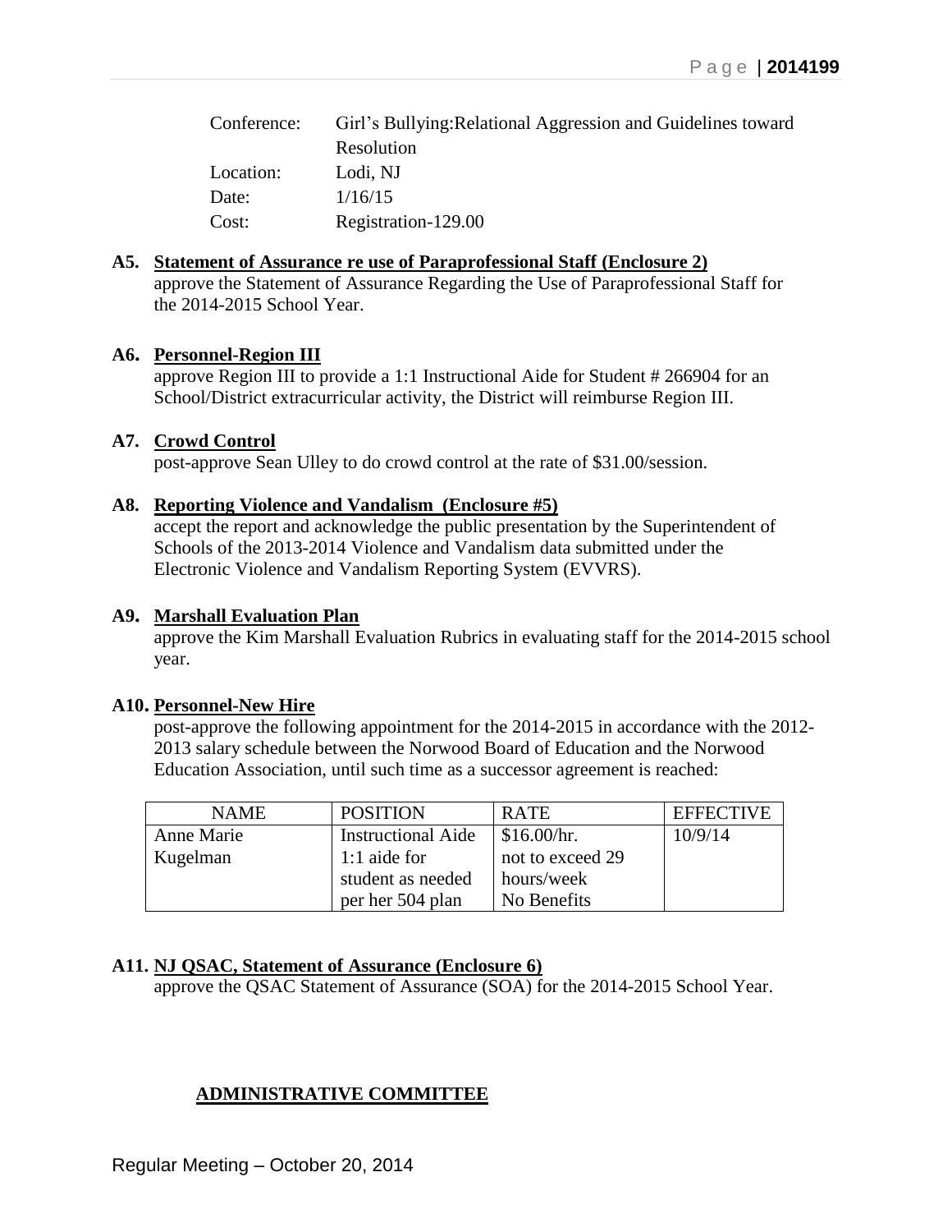| | |
|---|---|
| Conference: | Girl's Bullying:Relational Aggression and Guidelines toward Resolution |
| Location: | Lodi, NJ |
| Date: | 1/16/15 |
| Cost: | Registration-129.00 |

**A5. Statement of Assurance re use of Paraprofessional Staff (Enclosure 2)**
approve the Statement of Assurance Regarding the Use of Paraprofessional Staff for the 2014-2015 School Year.

**A6. Personnel-Region III**
approve Region III to provide a 1:1 Instructional Aide for Student # 266904 for an School/District extracurricular activity, the District will reimburse Region III.

**A7. Crowd Control**
post-approve Sean Ulley to do crowd control at the rate of $31.00/session.

**A8. Reporting Violence and Vandalism (Enclosure #5)**
accept the report and acknowledge the public presentation by the Superintendent of Schools of the 2013-2014 Violence and Vandalism data submitted under the Electronic Violence and Vandalism Reporting System (EVVRS).

**A9. Marshall Evaluation Plan**
approve the Kim Marshall Evaluation Rubrics in evaluating staff for the 2014-2015 school year.

**A10. Personnel-New Hire**
post-approve the following appointment for the 2014-2015 in accordance with the 2012-2013 salary schedule between the Norwood Board of Education and the Norwood Education Association, until such time as a successor agreement is reached:

| NAME | POSITION | RATE | EFFECTIVE |
|---|---|---|---|
| Anne Marie Kugelman | Instructional Aide 1:1 aide for student as needed per her 504 plan | $16.00/hr. not to exceed 29 hours/week No Benefits | 10/9/14 |

**A11. NJ QSAC, Statement of Assurance (Enclosure 6)**
approve the QSAC Statement of Assurance (SOA) for the 2014-2015 School Year.

**ADMINISTRATIVE COMMITTEE**

Regular Meeting – October 20, 2014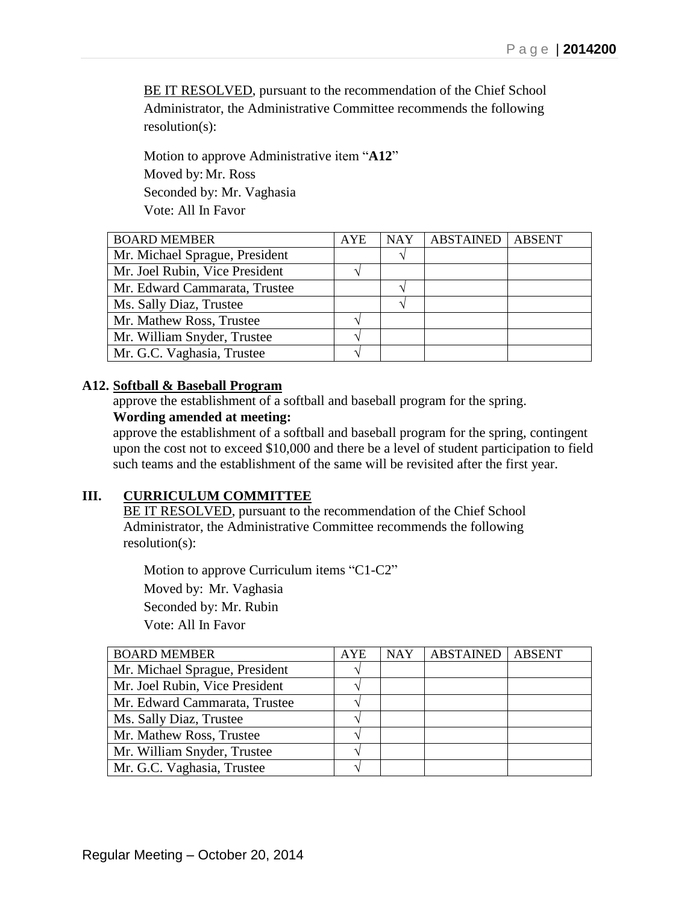BE IT RESOLVED, pursuant to the recommendation of the Chief School Administrator, the Administrative Committee recommends the following resolution(s):

Motion to approve Administrative item "**A12**"
Moved by: Mr. Ross
Seconded by: Mr. Vaghasia
Vote: All In Favor

| BOARD MEMBER | AYE | NAY | ABSTAINED | ABSENT |
|---|---|---|---|---|
| Mr. Michael Sprague, President | | √ | | |
| Mr. Joel Rubin, Vice President | √ | | | |
| Mr. Edward Cammarata, Trustee | | √ | | |
| Ms. Sally Diaz, Trustee | | √ | | |
| Mr. Mathew Ross, Trustee | √ | | | |
| Mr. William Snyder, Trustee | √ | | | |
| Mr. G.C. Vaghasia, Trustee | √ | | | |

**A12. Softball & Baseball Program**

approve the establishment of a softball and baseball program for the spring.

**Wording amended at meeting:**

approve the establishment of a softball and baseball program for the spring, contingent upon the cost not to exceed $10,000 and there be a level of student participation to field such teams and the establishment of the same will be revisited after the first year.

## III. CURRICULUM COMMITTEE

BE IT RESOLVED, pursuant to the recommendation of the Chief School Administrator, the Administrative Committee recommends the following resolution(s):

Motion to approve Curriculum items "C1-C2"
Moved by: Mr. Vaghasia
Seconded by: Mr. Rubin
Vote: All In Favor

| BOARD MEMBER | AYE | NAY | ABSTAINED | ABSENT |
|---|---|---|---|---|
| Mr. Michael Sprague, President | √ | | | |
| Mr. Joel Rubin, Vice President | √ | | | |
| Mr. Edward Cammarata, Trustee | √ | | | |
| Ms. Sally Diaz, Trustee | √ | | | |
| Mr. Mathew Ross, Trustee | √ | | | |
| Mr. William Snyder, Trustee | √ | | | |
| Mr. G.C. Vaghasia, Trustee | √ | | | |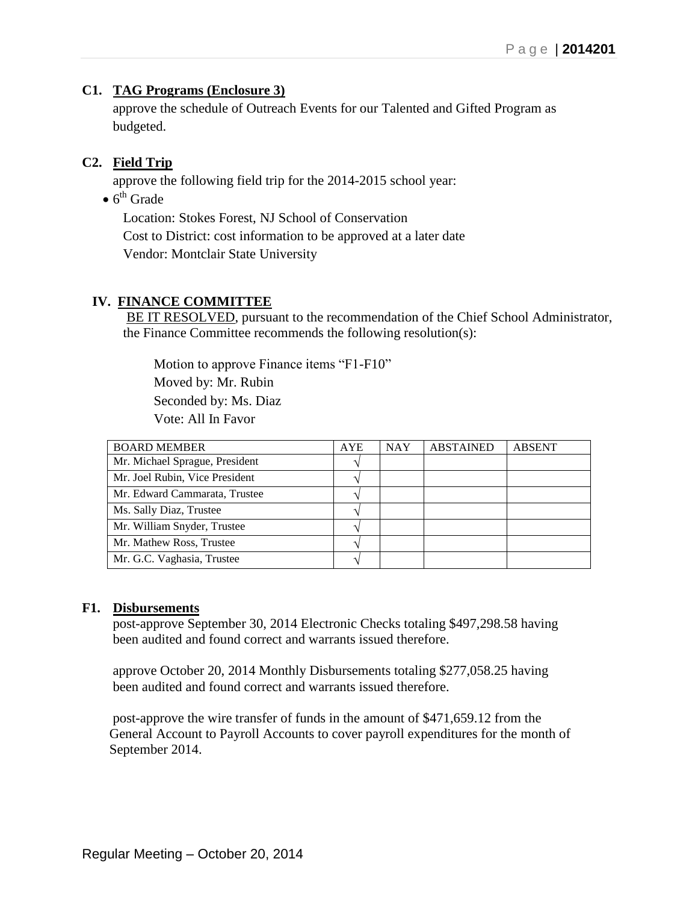**C1. TAG Programs (Enclosure 3)**

approve the schedule of Outreach Events for our Talented and Gifted Program as budgeted.

**C2. Field Trip**

approve the following field trip for the 2014-2015 school year:

- 6th Grade

  Location: Stokes Forest, NJ School of Conservation
  Cost to District: cost information to be approved at a later date
  Vendor: Montclair State University

## IV. FINANCE COMMITTEE

BE IT RESOLVED, pursuant to the recommendation of the Chief School Administrator, the Finance Committee recommends the following resolution(s):

Motion to approve Finance items "F1-F10"
Moved by: Mr. Rubin
Seconded by: Ms. Diaz
Vote: All In Favor

| BOARD MEMBER | AYE | NAY | ABSTAINED | ABSENT |
|---|---|---|---|---|
| Mr. Michael Sprague, President | √ | | | |
| Mr. Joel Rubin, Vice President | √ | | | |
| Mr. Edward Cammarata, Trustee | √ | | | |
| Ms. Sally Diaz, Trustee | √ | | | |
| Mr. William Snyder, Trustee | √ | | | |
| Mr. Mathew Ross, Trustee | √ | | | |
| Mr. G.C. Vaghasia, Trustee | √ | | | |

**F1. Disbursements**

post-approve September 30, 2014 Electronic Checks totaling $497,298.58 having been audited and found correct and warrants issued therefore.

approve October 20, 2014 Monthly Disbursements totaling $277,058.25 having been audited and found correct and warrants issued therefore.

post-approve the wire transfer of funds in the amount of $471,659.12 from the General Account to Payroll Accounts to cover payroll expenditures for the month of September 2014.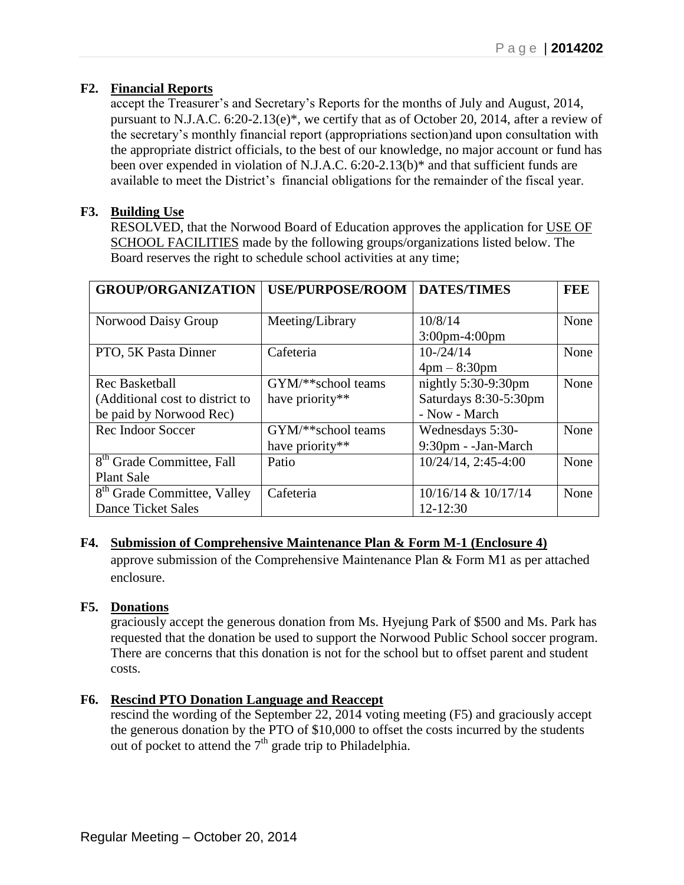**F2. Financial Reports**

accept the Treasurer's and Secretary's Reports for the months of July and August, 2014, pursuant to N.J.A.C. 6:20-2.13(e)*, we certify that as of October 20, 2014, after a review of the secretary's monthly financial report (appropriations section)and upon consultation with the appropriate district officials, to the best of our knowledge, no major account or fund has been over expended in violation of N.J.A.C. 6:20-2.13(b)* and that sufficient funds are available to meet the District's financial obligations for the remainder of the fiscal year.

**F3. Building Use**

RESOLVED, that the Norwood Board of Education approves the application for USE OF SCHOOL FACILITIES made by the following groups/organizations listed below. The Board reserves the right to schedule school activities at any time;

| GROUP/ORGANIZATION | USE/PURPOSE/ROOM | DATES/TIMES | FEE |
|---|---|---|---|
| Norwood Daisy Group | Meeting/Library | 10/8/14 3:00pm-4:00pm | None |
| PTO, 5K Pasta Dinner | Cafeteria | 10-/24/14 4pm – 8:30pm | None |
| Rec Basketball (Additional cost to district to be paid by Norwood Rec) | GYM/**school teams have priority** | nightly 5:30-9:30pm Saturdays 8:30-5:30pm - Now - March | None |
| Rec Indoor Soccer | GYM/**school teams have priority** | Wednesdays 5:30-9:30pm - -Jan-March | None |
| 8th Grade Committee, Fall Plant Sale | Patio | 10/24/14, 2:45-4:00 | None |
| 8th Grade Committee, Valley Dance Ticket Sales | Cafeteria | 10/16/14 & 10/17/14 12-12:30 | None |

**F4. Submission of Comprehensive Maintenance Plan & Form M-1 (Enclosure 4)**

approve submission of the Comprehensive Maintenance Plan & Form M1 as per attached enclosure.

**F5. Donations**

graciously accept the generous donation from Ms. Hyejung Park of $500 and Ms. Park has requested that the donation be used to support the Norwood Public School soccer program. There are concerns that this donation is not for the school but to offset parent and student costs.

**F6. Rescind PTO Donation Language and Reaccept**

rescind the wording of the September 22, 2014 voting meeting (F5) and graciously accept the generous donation by the PTO of $10,000 to offset the costs incurred by the students out of pocket to attend the 7th grade trip to Philadelphia.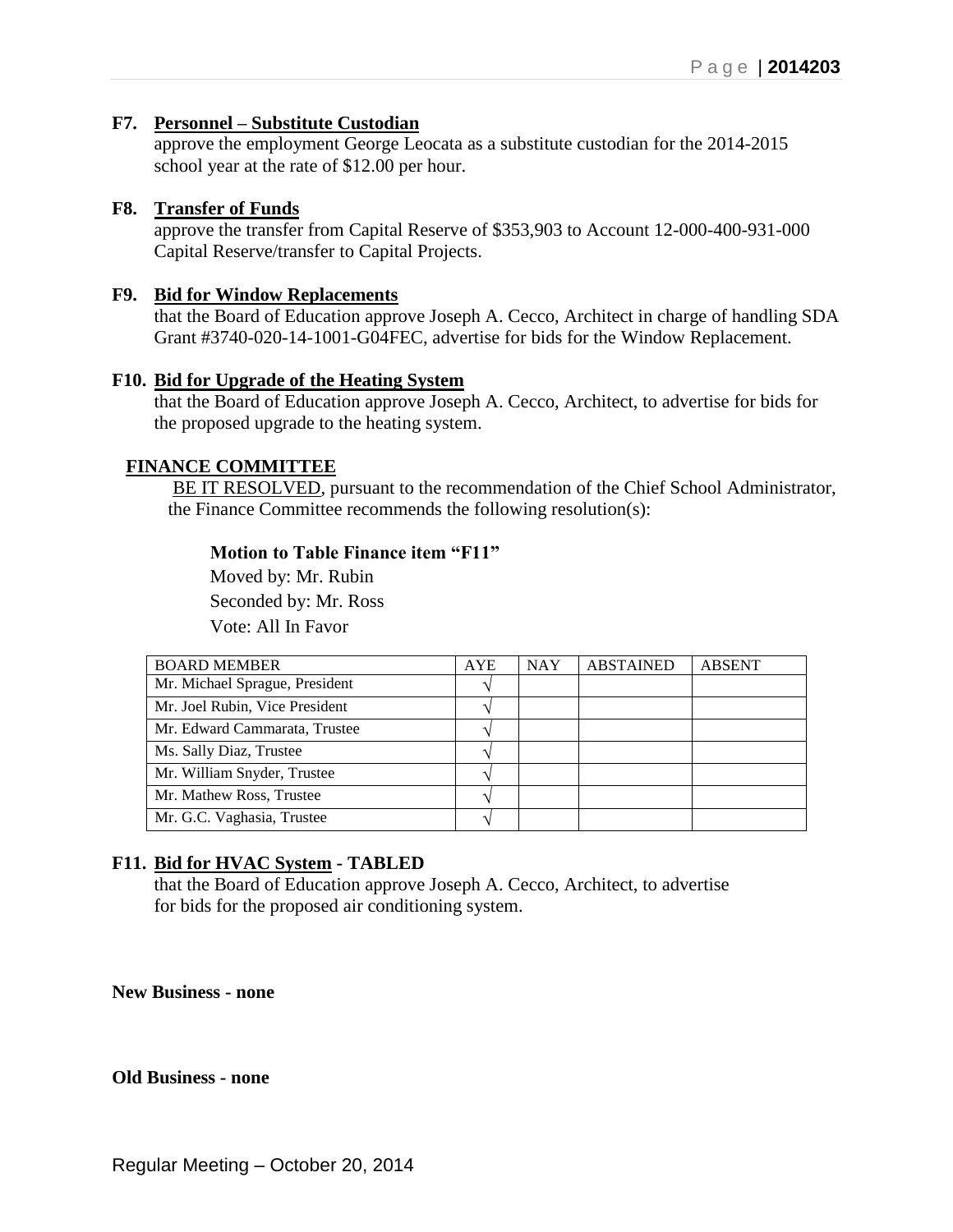**F7. Personnel – Substitute Custodian**
approve the employment George Leocata as a substitute custodian for the 2014-2015 school year at the rate of $12.00 per hour.

**F8. Transfer of Funds**
approve the transfer from Capital Reserve of $353,903 to Account 12-000-400-931-000 Capital Reserve/transfer to Capital Projects.

**F9. Bid for Window Replacements**
that the Board of Education approve Joseph A. Cecco, Architect in charge of handling SDA Grant #3740-020-14-1001-G04FEC, advertise for bids for the Window Replacement.

**F10. Bid for Upgrade of the Heating System**
that the Board of Education approve Joseph A. Cecco, Architect, to advertise for bids for the proposed upgrade to the heating system.

**FINANCE COMMITTEE**

BE IT RESOLVED, pursuant to the recommendation of the Chief School Administrator, the Finance Committee recommends the following resolution(s):

**Motion to Table Finance item "F11"**
Moved by: Mr. Rubin
Seconded by: Mr. Ross
Vote: All In Favor

| BOARD MEMBER | AYE | NAY | ABSTAINED | ABSENT |
|---|---|---|---|---|
| Mr. Michael Sprague, President | √ | | | |
| Mr. Joel Rubin, Vice President | √ | | | |
| Mr. Edward Cammarata, Trustee | √ | | | |
| Ms. Sally Diaz, Trustee | √ | | | |
| Mr. William Snyder, Trustee | √ | | | |
| Mr. Mathew Ross, Trustee | √ | | | |
| Mr. G.C. Vaghasia, Trustee | √ | | | |

**F11. Bid for HVAC System - TABLED**
that the Board of Education approve Joseph A. Cecco, Architect, to advertise for bids for the proposed air conditioning system.

**New Business - none**

**Old Business - none**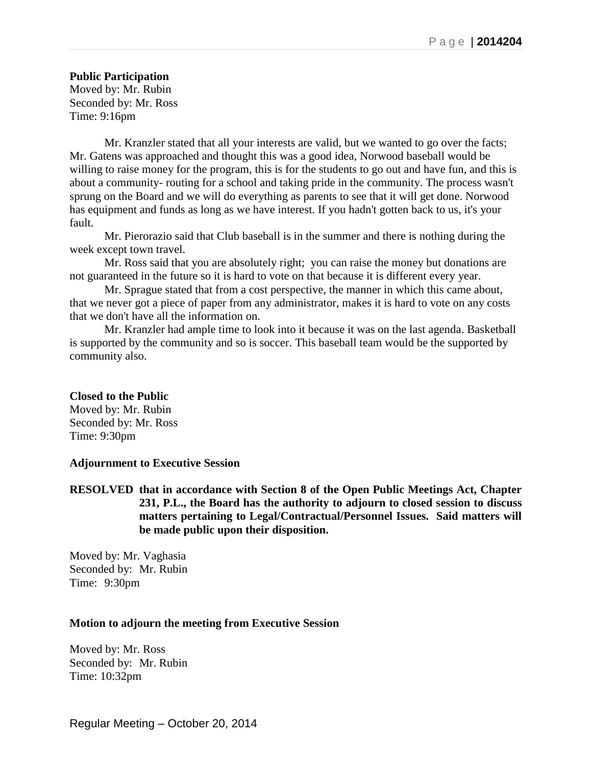**Public Participation**
Moved by: Mr. Rubin
Seconded by: Mr. Ross
Time: 9:16pm

Mr. Kranzler stated that all your interests are valid, but we wanted to go over the facts; Mr. Gatens was approached and thought this was a good idea, Norwood baseball would be willing to raise money for the program, this is for the students to go out and have fun, and this is about a community- routing for a school and taking pride in the community. The process wasn't sprung on the Board and we will do everything as parents to see that it will get done. Norwood has equipment and funds as long as we have interest. If you hadn't gotten back to us, it's your fault.

Mr. Pierorazio said that Club baseball is in the summer and there is nothing during the week except town travel.

Mr. Ross said that you are absolutely right; you can raise the money but donations are not guaranteed in the future so it is hard to vote on that because it is different every year.

Mr. Sprague stated that from a cost perspective, the manner in which this came about, that we never got a piece of paper from any administrator, makes it is hard to vote on any costs that we don't have all the information on.

Mr. Kranzler had ample time to look into it because it was on the last agenda. Basketball is supported by the community and so is soccer. This baseball team would be the supported by community also.

**Closed to the Public**
Moved by: Mr. Rubin
Seconded by: Mr. Ross
Time: 9:30pm

**Adjournment to Executive Session**

**RESOLVED that in accordance with Section 8 of the Open Public Meetings Act, Chapter 231, P.L., the Board has the authority to adjourn to closed session to discuss matters pertaining to Legal/Contractual/Personnel Issues. Said matters will be made public upon their disposition.**

Moved by: Mr. Vaghasia
Seconded by: Mr. Rubin
Time: 9:30pm

**Motion to adjourn the meeting from Executive Session**

Moved by: Mr. Ross
Seconded by: Mr. Rubin
Time: 10:32pm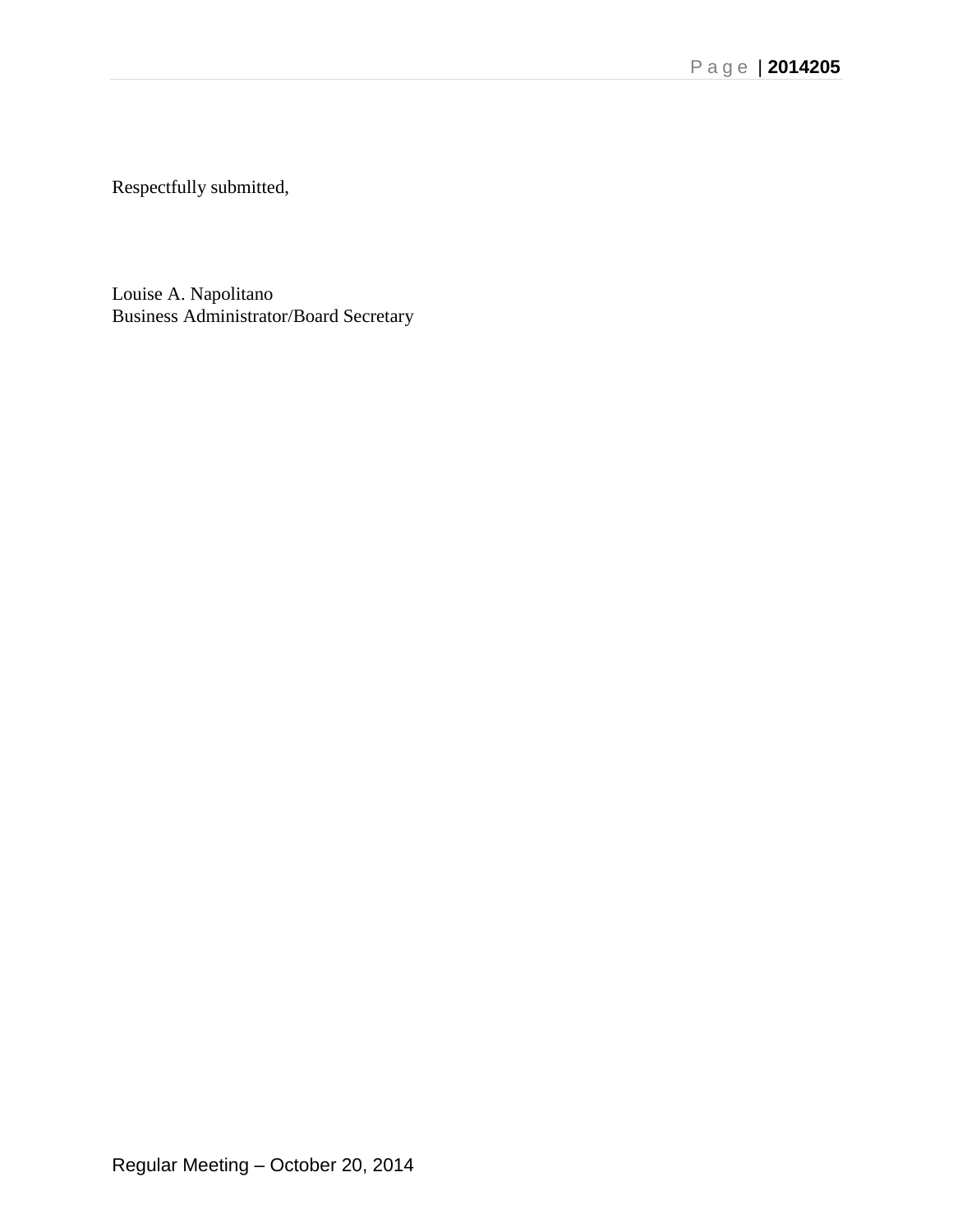Respectfully submitted,

Louise A. Napolitano  
Business Administrator/Board Secretary